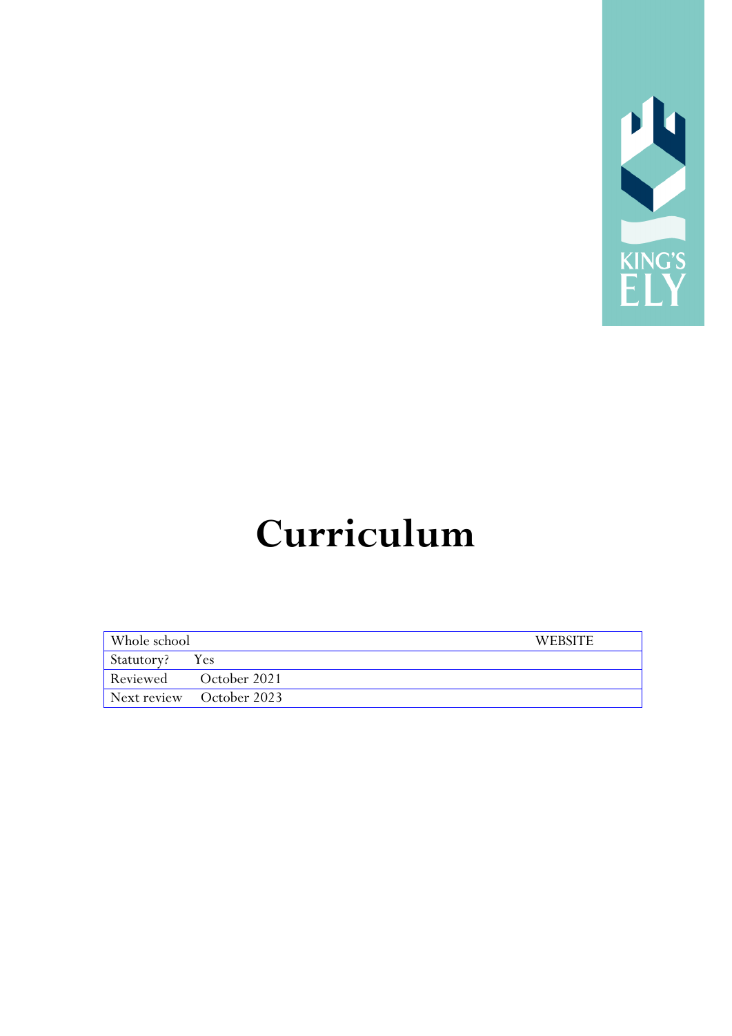# Curriculum

| Whole school | WEBSITE |
|---|---|
| Statutory? Yes | |
| Reviewed October 2021 | |
| Next review October 2023 | |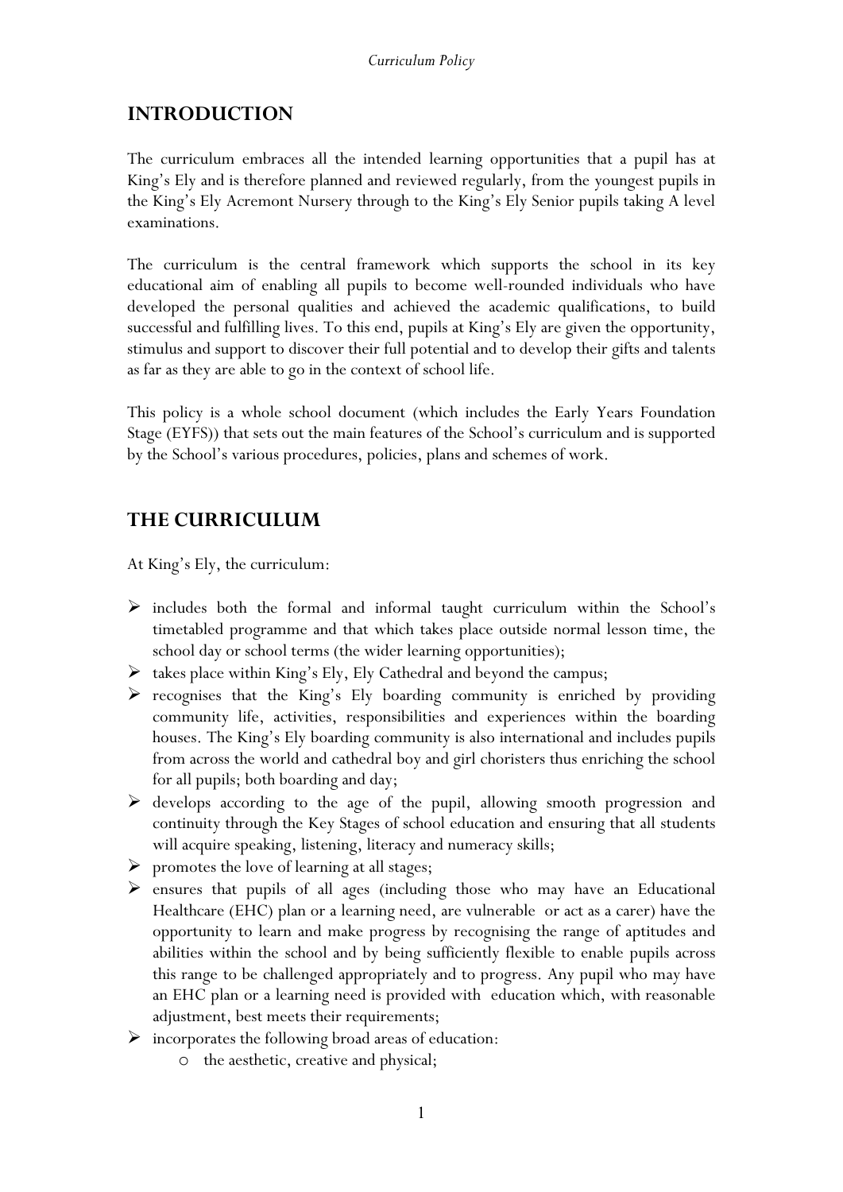## INTRODUCTION

The curriculum embraces all the intended learning opportunities that a pupil has at King's Ely and is therefore planned and reviewed regularly, from the youngest pupils in the King's Ely Acremont Nursery through to the King's Ely Senior pupils taking A level examinations.

The curriculum is the central framework which supports the school in its key educational aim of enabling all pupils to become well-rounded individuals who have developed the personal qualities and achieved the academic qualifications, to build successful and fulfilling lives. To this end, pupils at King's Ely are given the opportunity, stimulus and support to discover their full potential and to develop their gifts and talents as far as they are able to go in the context of school life.

This policy is a whole school document (which includes the Early Years Foundation Stage (EYFS)) that sets out the main features of the School's curriculum and is supported by the School's various procedures, policies, plans and schemes of work.

## THE CURRICULUM

At King's Ely, the curriculum:

- includes both the formal and informal taught curriculum within the School's timetabled programme and that which takes place outside normal lesson time, the school day or school terms (the wider learning opportunities);
- takes place within King's Ely, Ely Cathedral and beyond the campus;
- recognises that the King's Ely boarding community is enriched by providing community life, activities, responsibilities and experiences within the boarding houses. The King's Ely boarding community is also international and includes pupils from across the world and cathedral boy and girl choristers thus enriching the school for all pupils; both boarding and day;
- develops according to the age of the pupil, allowing smooth progression and continuity through the Key Stages of school education and ensuring that all students will acquire speaking, listening, literacy and numeracy skills;
- promotes the love of learning at all stages;
- ensures that pupils of all ages (including those who may have an Educational Healthcare (EHC) plan or a learning need, are vulnerable or act as a carer) have the opportunity to learn and make progress by recognising the range of aptitudes and abilities within the school and by being sufficiently flexible to enable pupils across this range to be challenged appropriately and to progress. Any pupil who may have an EHC plan or a learning need is provided with education which, with reasonable adjustment, best meets their requirements;
- incorporates the following broad areas of education:
    - the aesthetic, creative and physical;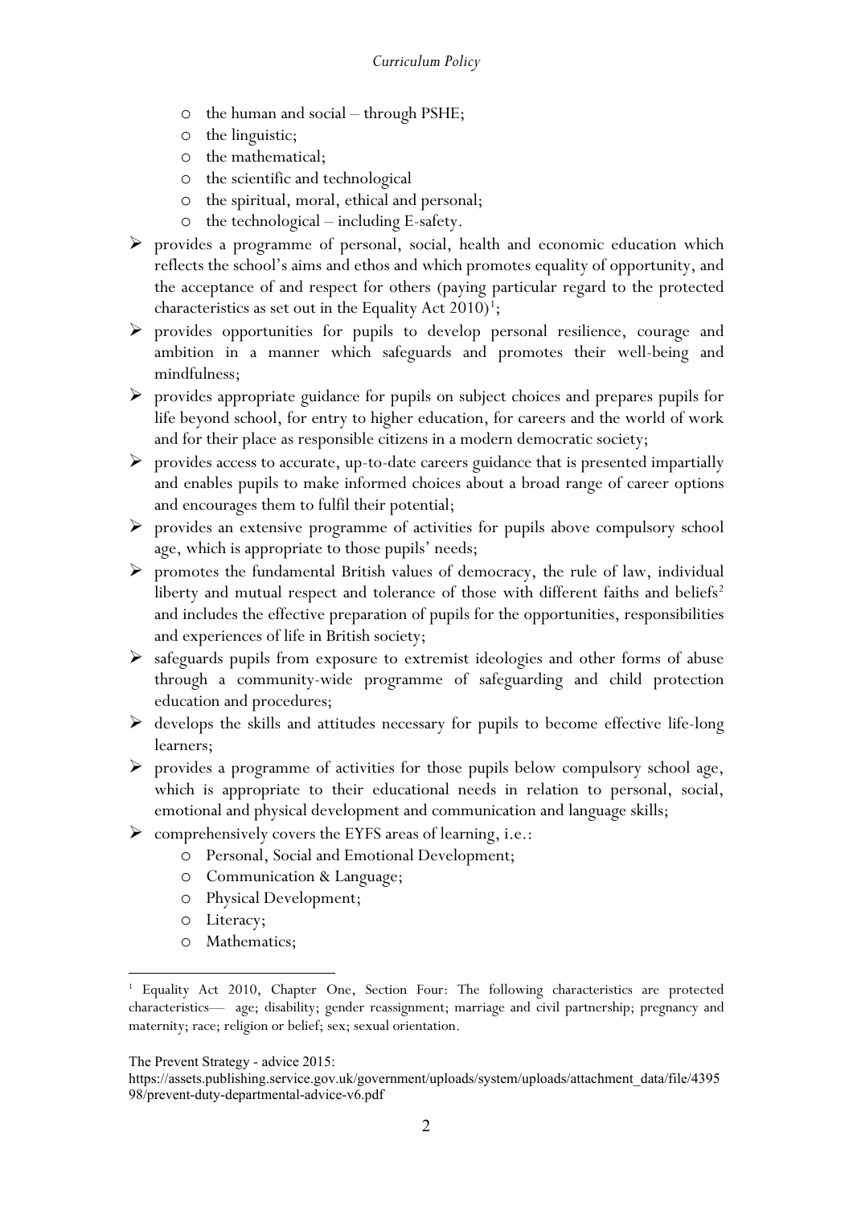- the human and social – through PSHE;
  - the linguistic;
  - the mathematical;
  - the scientific and technological
  - the spiritual, moral, ethical and personal;
  - the technological – including E-safety.
- provides a programme of personal, social, health and economic education which reflects the school's aims and ethos and which promotes equality of opportunity, and the acceptance of and respect for others (paying particular regard to the protected characteristics as set out in the Equality Act 2010)[1];
- provides opportunities for pupils to develop personal resilience, courage and ambition in a manner which safeguards and promotes their well-being and mindfulness;
- provides appropriate guidance for pupils on subject choices and prepares pupils for life beyond school, for entry to higher education, for careers and the world of work and for their place as responsible citizens in a modern democratic society;
- provides access to accurate, up-to-date careers guidance that is presented impartially and enables pupils to make informed choices about a broad range of career options and encourages them to fulfil their potential;
- provides an extensive programme of activities for pupils above compulsory school age, which is appropriate to those pupils' needs;
- promotes the fundamental British values of democracy, the rule of law, individual liberty and mutual respect and tolerance of those with different faiths and beliefs[2] and includes the effective preparation of pupils for the opportunities, responsibilities and experiences of life in British society;
- safeguards pupils from exposure to extremist ideologies and other forms of abuse through a community-wide programme of safeguarding and child protection education and procedures;
- develops the skills and attitudes necessary for pupils to become effective life-long learners;
- provides a programme of activities for those pupils below compulsory school age, which is appropriate to their educational needs in relation to personal, social, emotional and physical development and communication and language skills;
- comprehensively covers the EYFS areas of learning, i.e.:
  - Personal, Social and Emotional Development;
  - Communication & Language;
  - Physical Development;
  - Literacy;
  - Mathematics;

---

[1] Equality Act 2010, Chapter One, Section Four: The following characteristics are protected characteristics— age; disability; gender reassignment; marriage and civil partnership; pregnancy and maternity; race; religion or belief; sex; sexual orientation.

The Prevent Strategy - advice 2015:
https://assets.publishing.service.gov.uk/government/uploads/system/uploads/attachment_data/file/439598/prevent-duty-departmental-advice-v6.pdf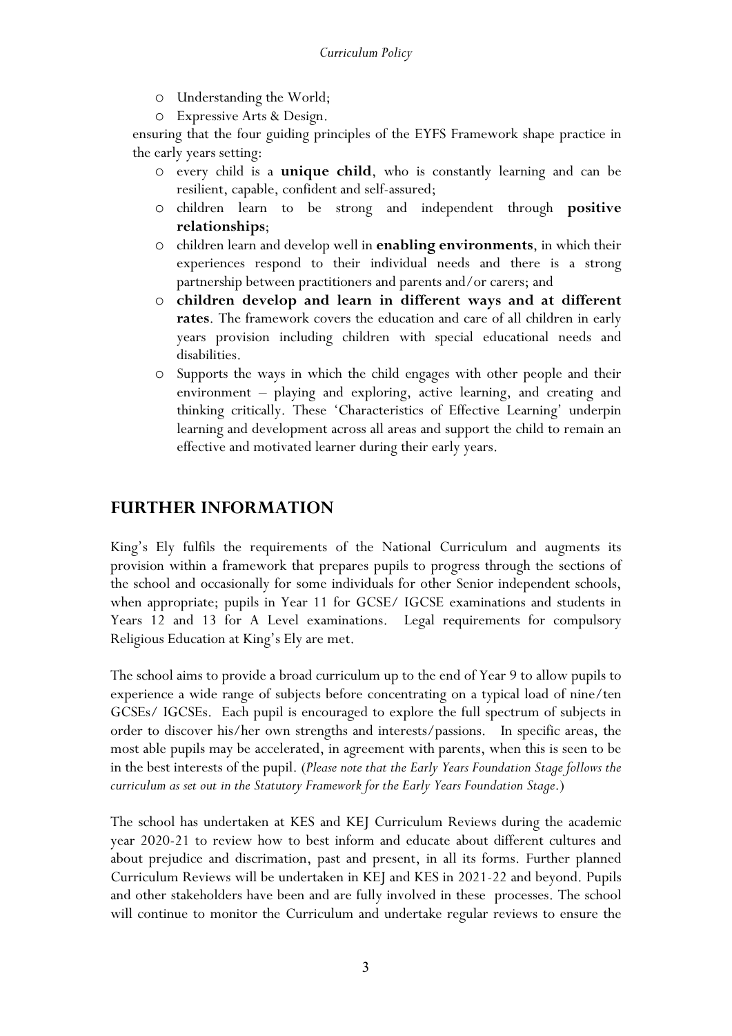- Understanding the World;
- Expressive Arts & Design.

ensuring that the four guiding principles of the EYFS Framework shape practice in the early years setting:

- every child is a **unique child**, who is constantly learning and can be resilient, capable, confident and self-assured;
- children learn to be strong and independent through **positive relationships**;
- children learn and develop well in **enabling environments**, in which their experiences respond to their individual needs and there is a strong partnership between practitioners and parents and/or carers; and
- **children develop and learn in different ways and at different rates**. The framework covers the education and care of all children in early years provision including children with special educational needs and disabilities.
- Supports the ways in which the child engages with other people and their environment – playing and exploring, active learning, and creating and thinking critically. These 'Characteristics of Effective Learning' underpin learning and development across all areas and support the child to remain an effective and motivated learner during their early years.

## FURTHER INFORMATION

King's Ely fulfils the requirements of the National Curriculum and augments its provision within a framework that prepares pupils to progress through the sections of the school and occasionally for some individuals for other Senior independent schools, when appropriate; pupils in Year 11 for GCSE/ IGCSE examinations and students in Years 12 and 13 for A Level examinations. Legal requirements for compulsory Religious Education at King's Ely are met.

The school aims to provide a broad curriculum up to the end of Year 9 to allow pupils to experience a wide range of subjects before concentrating on a typical load of nine/ten GCSEs/ IGCSEs. Each pupil is encouraged to explore the full spectrum of subjects in order to discover his/her own strengths and interests/passions. In specific areas, the most able pupils may be accelerated, in agreement with parents, when this is seen to be in the best interests of the pupil. (*Please note that the Early Years Foundation Stage follows the curriculum as set out in the Statutory Framework for the Early Years Foundation Stage*.)

The school has undertaken at KES and KEJ Curriculum Reviews during the academic year 2020-21 to review how to best inform and educate about different cultures and about prejudice and discrimation, past and present, in all its forms. Further planned Curriculum Reviews will be undertaken in KEJ and KES in 2021-22 and beyond. Pupils and other stakeholders have been and are fully involved in these processes. The school will continue to monitor the Curriculum and undertake regular reviews to ensure the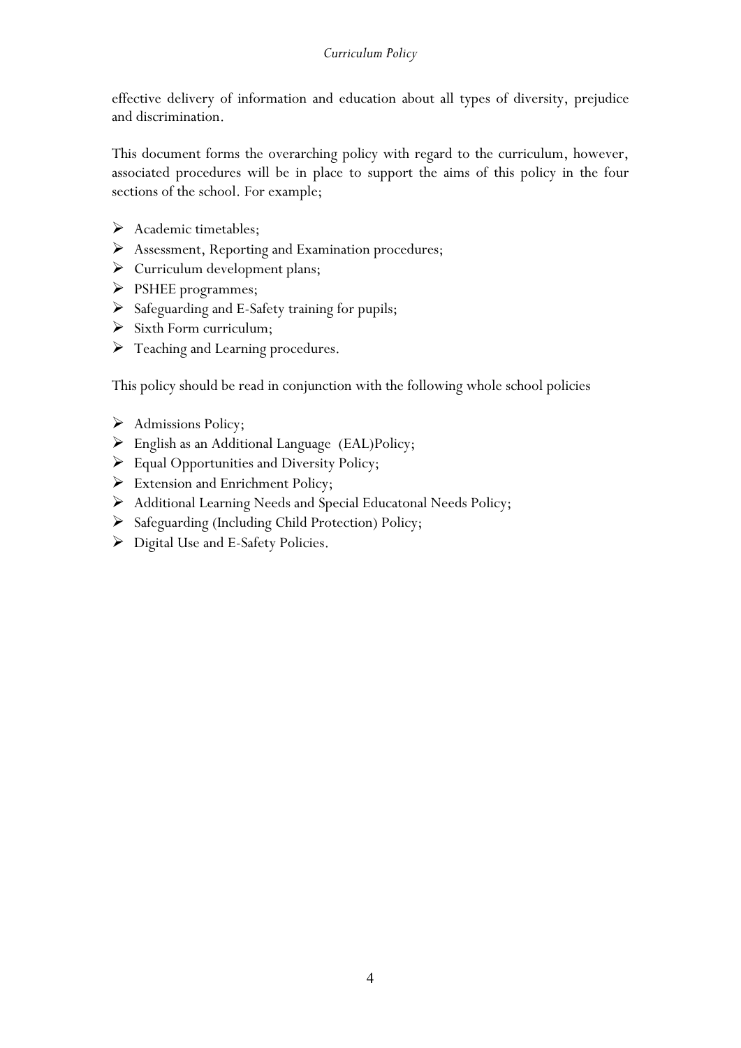effective delivery of information and education about all types of diversity, prejudice and discrimination.

This document forms the overarching policy with regard to the curriculum, however, associated procedures will be in place to support the aims of this policy in the four sections of the school. For example;

- Academic timetables;
- Assessment, Reporting and Examination procedures;
- Curriculum development plans;
- PSHEE programmes;
- Safeguarding and E-Safety training for pupils;
- Sixth Form curriculum;
- Teaching and Learning procedures.

This policy should be read in conjunction with the following whole school policies

- Admissions Policy;
- English as an Additional Language (EAL)Policy;
- Equal Opportunities and Diversity Policy;
- Extension and Enrichment Policy;
- Additional Learning Needs and Special Educatonal Needs Policy;
- Safeguarding (Including Child Protection) Policy;
- Digital Use and E-Safety Policies.